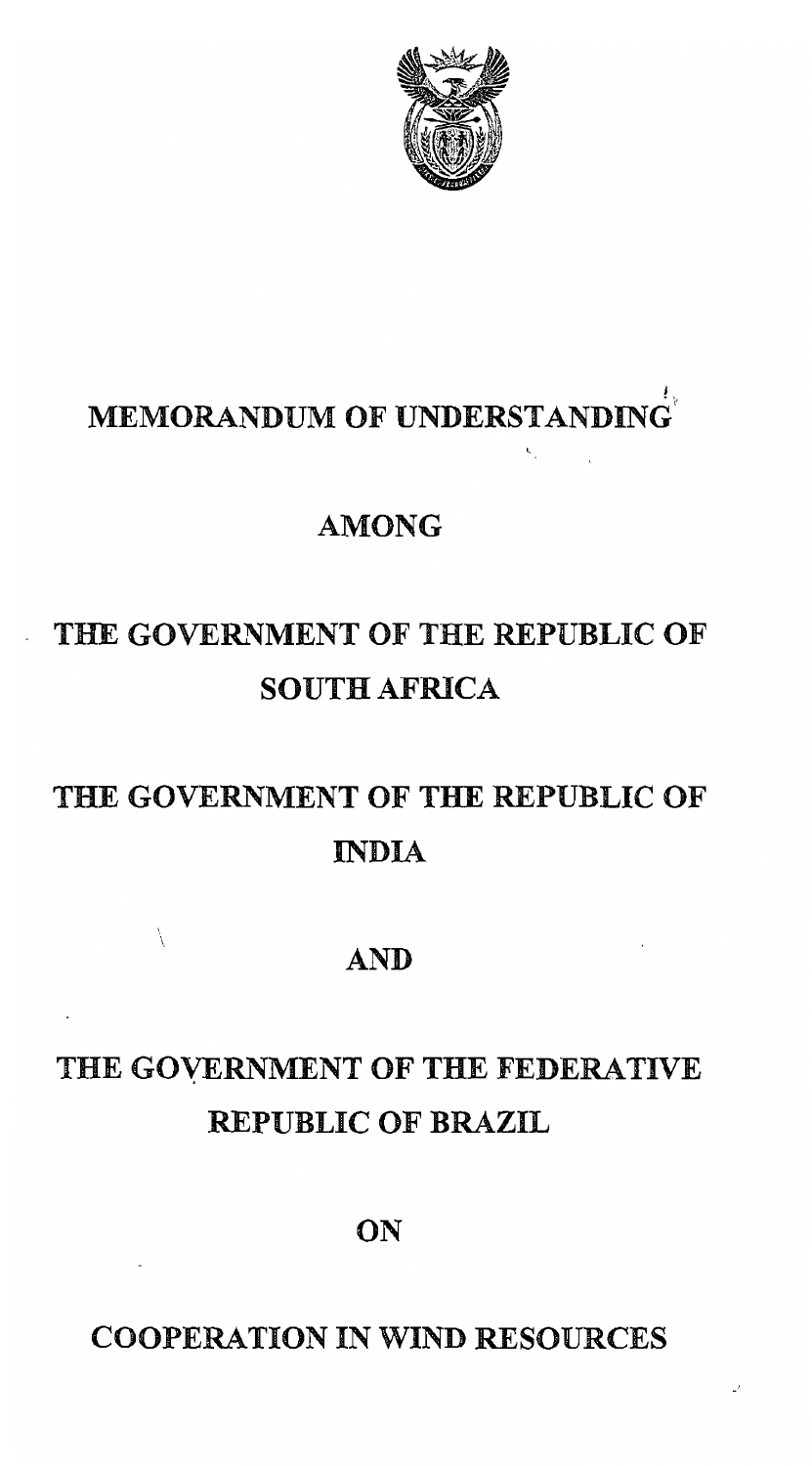# MEMORANDUM OF UNDERSTANDING

## AMONG

## THE GOVERNMENT OF THE REPUBLIC OF SOUTH AFRICA

## THE GOVERNMENT OF THE REPUBLIC OF INDIA

## AND

## THE GOVERNMENT OF THE FEDERATIVE REPUBLIC OF BRAZIL

## ON

## COOPERATION IN WIND RESOURCES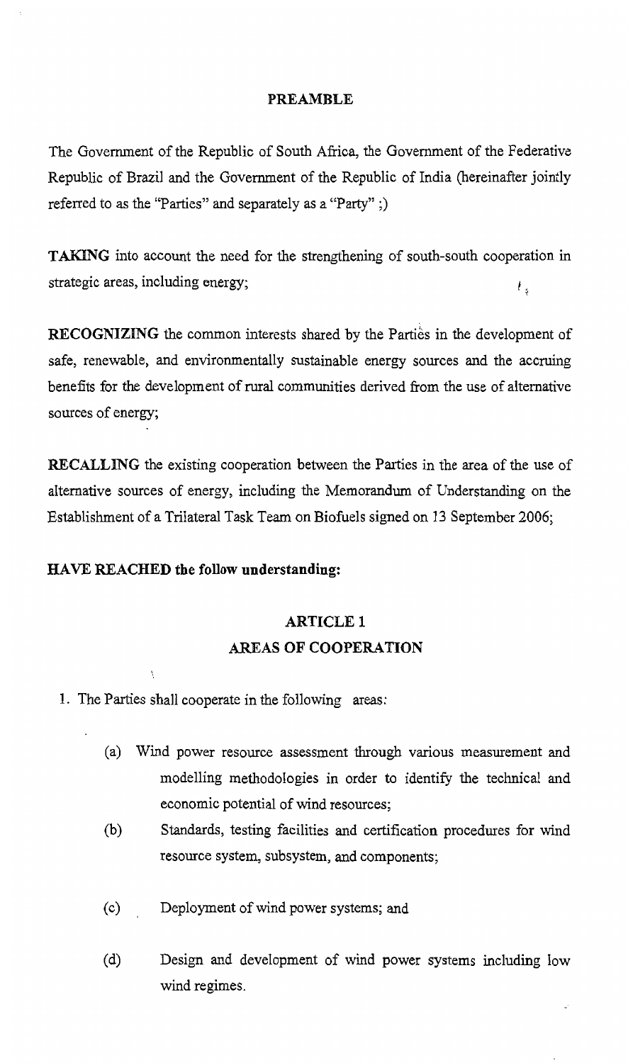## PREAMBLE

The Government of the Republic of South Africa, the Government of the Federative Republic of Brazil and the Government of the Republic of India (hereinafter jointly referred to as the "Parties" and separately as a "Party" ;)

**TAKING** into account the need for the strengthening of south-south cooperation in strategic areas, including energy;

**RECOGNIZING** the common interests shared by the Parties in the development of safe, renewable, and environmentally sustainable energy sources and the accruing benefits for the development of rural communities derived from the use of alternative sources of energy;

**RECALLING** the existing cooperation between the Parties in the area of the use of alternative sources of energy, including the Memorandum of Understanding on the Establishment of a Trilateral Task Team on Biofuels signed on 13 September 2006;

**HAVE REACHED the follow understanding:**

## ARTICLE 1
## AREAS OF COOPERATION

1. The Parties shall cooperate in the following areas:

   (a) Wind power resource assessment through various measurement and modelling methodologies in order to identify the technical and economic potential of wind resources;

   (b) Standards, testing facilities and certification procedures for wind resource system, subsystem, and components;

   (c) Deployment of wind power systems; and

   (d) Design and development of wind power systems including low wind regimes.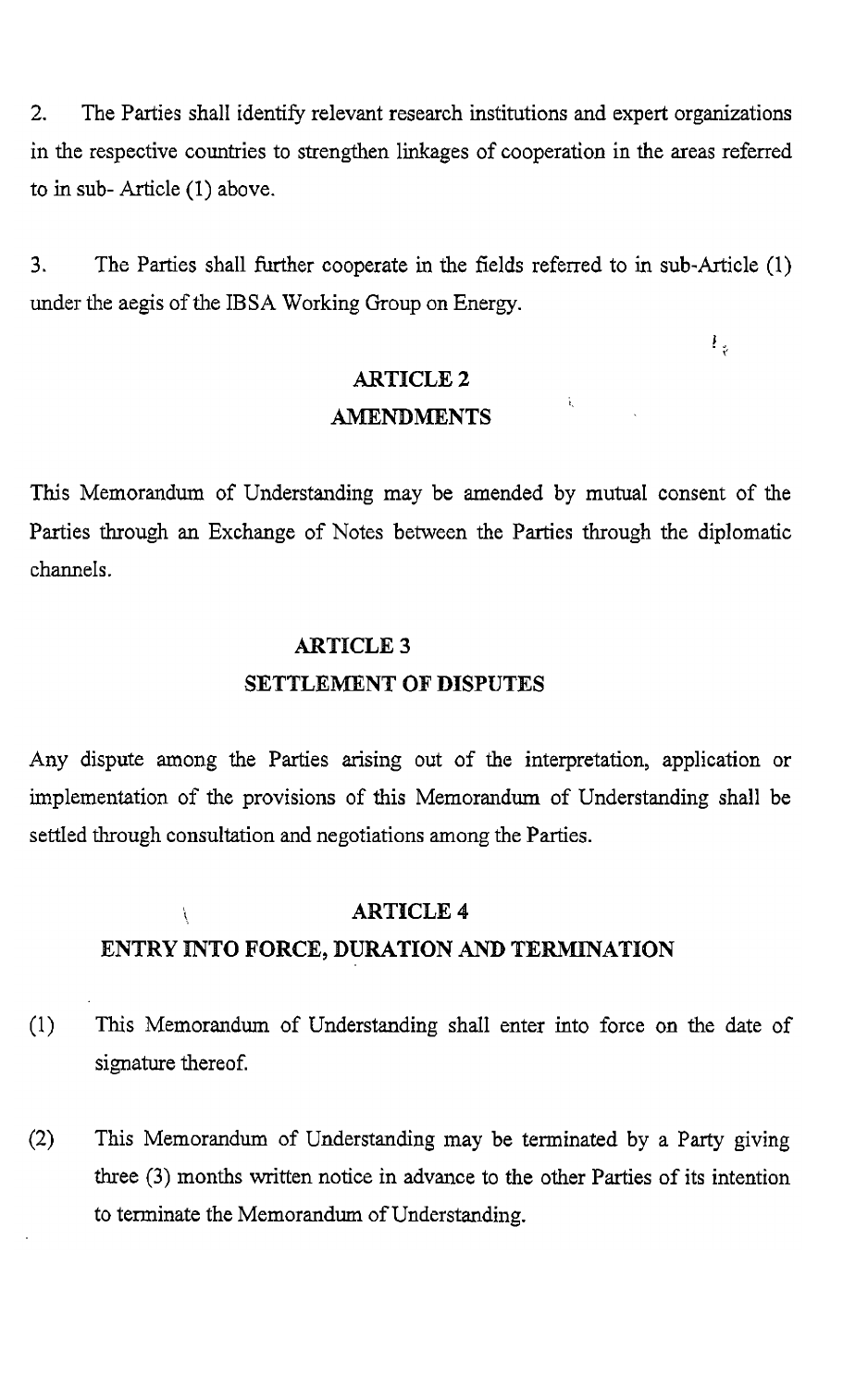2. The Parties shall identify relevant research institutions and expert organizations in the respective countries to strengthen linkages of cooperation in the areas referred to in sub- Article (1) above.

3. The Parties shall further cooperate in the fields referred to in sub-Article (1) under the aegis of the IBSA Working Group on Energy.

## ARTICLE 2
## AMENDMENTS

This Memorandum of Understanding may be amended by mutual consent of the Parties through an Exchange of Notes between the Parties through the diplomatic channels.

## ARTICLE 3
## SETTLEMENT OF DISPUTES

Any dispute among the Parties arising out of the interpretation, application or implementation of the provisions of this Memorandum of Understanding shall be settled through consultation and negotiations among the Parties.

## ARTICLE 4
## ENTRY INTO FORCE, DURATION AND TERMINATION

(1) This Memorandum of Understanding shall enter into force on the date of signature thereof.

(2) This Memorandum of Understanding may be terminated by a Party giving three (3) months written notice in advance to the other Parties of its intention to terminate the Memorandum of Understanding.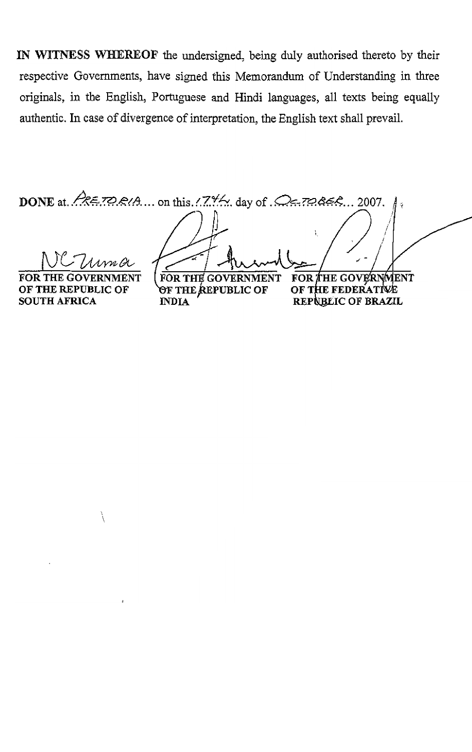**IN WITNESS WHEREOF** the undersigned, being duly authorised thereto by their respective Governments, have signed this Memorandum of Understanding in three originals, in the English, Portuguese and Hindi languages, all texts being equally authentic. In case of divergence of interpretation, the English text shall prevail.

**DONE** at. PRETORIA... on this. 17th. day of . OCTOBER... 2007.

| NC Zuma | | |
|---|---|---|
| **FOR THE GOVERNMENT OF THE REPUBLIC OF SOUTH AFRICA** | **FOR THE GOVERNMENT OF THE REPUBLIC OF INDIA** | **FOR THE GOVERNMENT OF THE FEDERATIVE REPUBLIC OF BRAZIL** |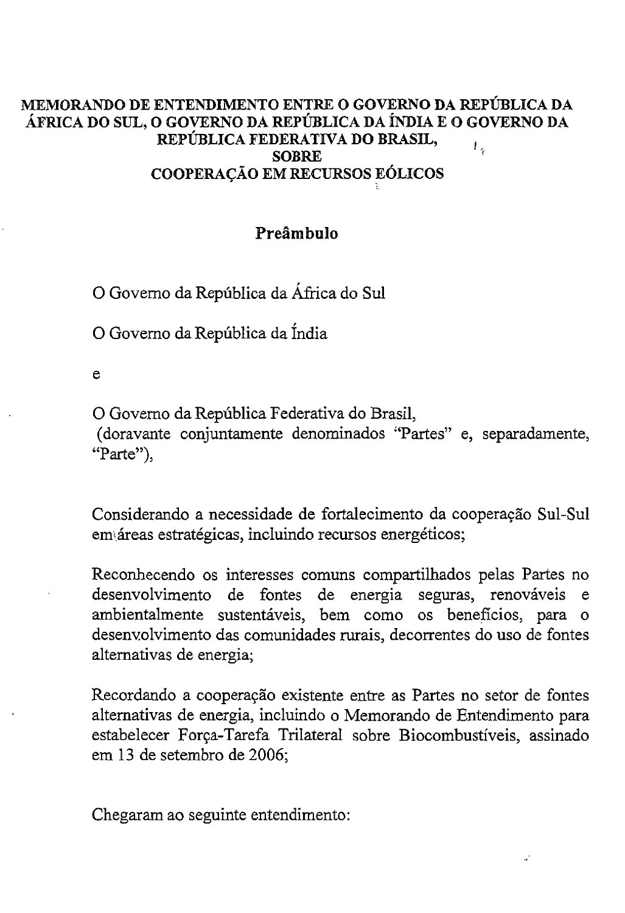**MEMORANDO DE ENTENDIMENTO ENTRE O GOVERNO DA REPÚBLICA DA ÁFRICA DO SUL, O GOVERNO DA REPÚBLICA DA ÍNDIA E O GOVERNO DA REPÚBLICA FEDERATIVA DO BRASIL, SOBRE COOPERAÇÃO EM RECURSOS EÓLICOS**

## Preâmbulo

O Governo da República da África do Sul

O Governo da República da Índia

e

O Governo da República Federativa do Brasil,
(doravante conjuntamente denominados "Partes" e, separadamente, "Parte"),

Considerando a necessidade de fortalecimento da cooperação Sul-Sul em áreas estratégicas, incluindo recursos energéticos;

Reconhecendo os interesses comuns compartilhados pelas Partes no desenvolvimento de fontes de energia seguras, renováveis e ambientalmente sustentáveis, bem como os benefícios, para o desenvolvimento das comunidades rurais, decorrentes do uso de fontes alternativas de energia;

Recordando a cooperação existente entre as Partes no setor de fontes alternativas de energia, incluindo o Memorando de Entendimento para estabelecer Força-Tarefa Trilateral sobre Biocombustíveis, assinado em 13 de setembro de 2006;

Chegaram ao seguinte entendimento: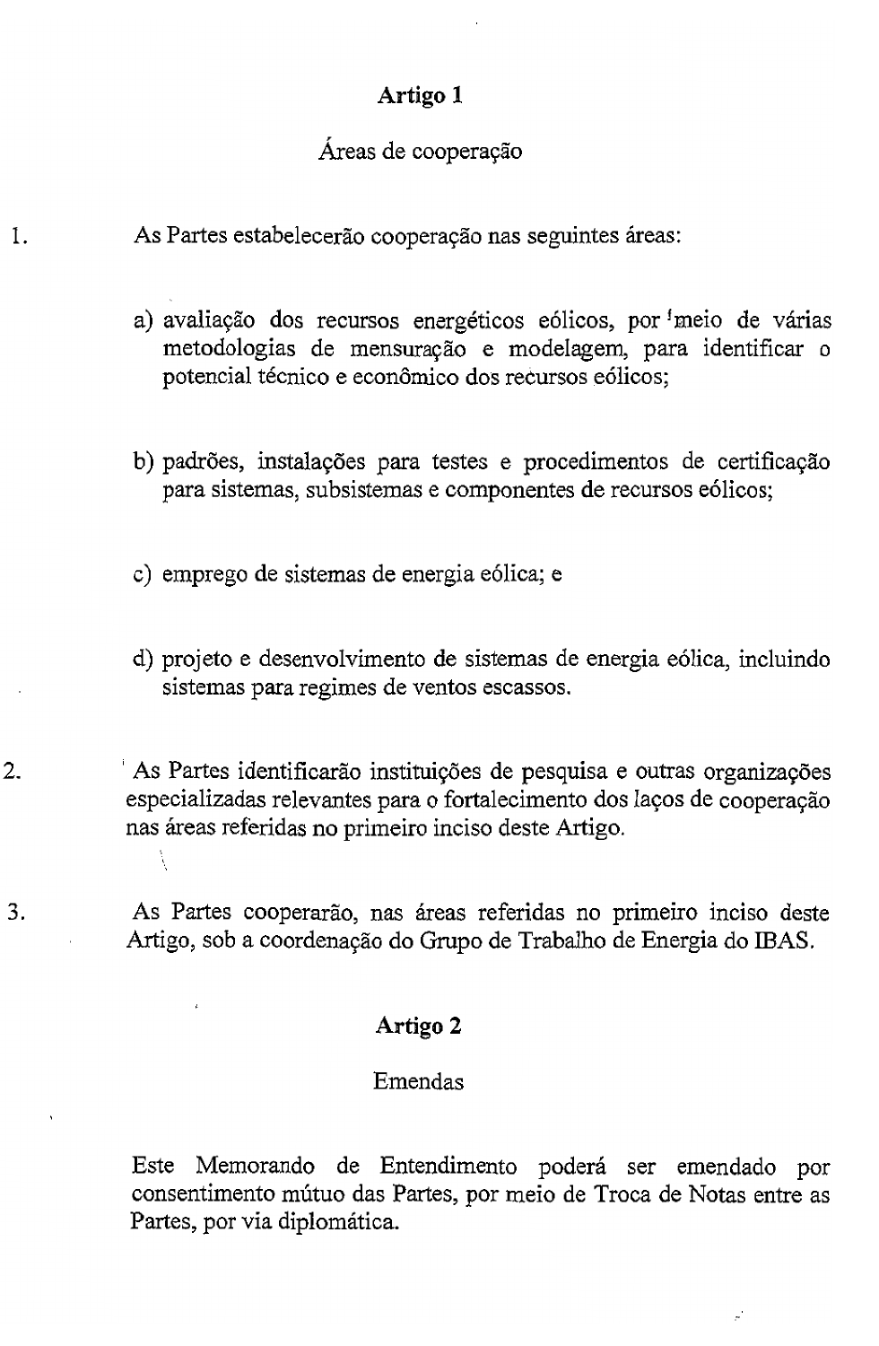## Artigo 1

Áreas de cooperação

1. As Partes estabelecerão cooperação nas seguintes áreas:

   a) avaliação dos recursos energéticos eólicos, por meio de várias metodologias de mensuração e modelagem, para identificar o potencial técnico e econômico dos recursos eólicos;

   b) padrões, instalações para testes e procedimentos de certificação para sistemas, subsistemas e componentes de recursos eólicos;

   c) emprego de sistemas de energia eólica; e

   d) projeto e desenvolvimento de sistemas de energia eólica, incluindo sistemas para regimes de ventos escassos.

2. As Partes identificarão instituições de pesquisa e outras organizações especializadas relevantes para o fortalecimento dos laços de cooperação nas áreas referidas no primeiro inciso deste Artigo.

3. As Partes cooperarão, nas áreas referidas no primeiro inciso deste Artigo, sob a coordenação do Grupo de Trabalho de Energia do IBAS.

## Artigo 2

Emendas

Este Memorando de Entendimento poderá ser emendado por consentimento mútuo das Partes, por meio de Troca de Notas entre as Partes, por via diplomática.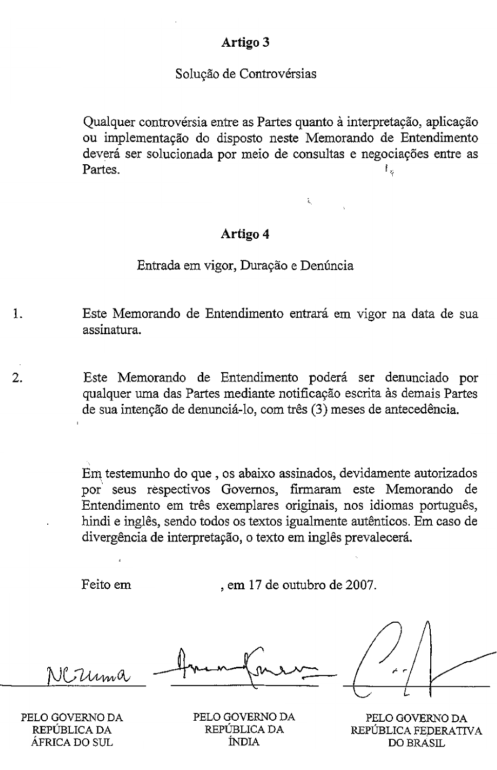## Artigo 3

Solução de Controvérsias

Qualquer controvérsia entre as Partes quanto à interpretação, aplicação ou implementação do disposto neste Memorando de Entendimento deverá ser solucionada por meio de consultas e negociações entre as Partes.

## Artigo 4

Entrada em vigor, Duração e Denúncia

1. Este Memorando de Entendimento entrará em vigor na data de sua assinatura.

2. Este Memorando de Entendimento poderá ser denunciado por qualquer uma das Partes mediante notificação escrita às demais Partes de sua intenção de denunciá-lo, com três (3) meses de antecedência.

Em testemunho do que , os abaixo assinados, devidamente autorizados por seus respectivos Governos, firmaram este Memorando de Entendimento em três exemplares originais, nos idiomas português, hindi e inglês, sendo todos os textos igualmente autênticos. Em caso de divergência de interpretação, o texto em inglês prevalecerá.

Feito em , em 17 de outubro de 2007.

| | | |
|---|---|---|
| PELO GOVERNO DA REPÚBLICA DA ÁFRICA DO SUL | PELO GOVERNO DA REPÚBLICA DA ÍNDIA | PELO GOVERNO DA REPÚBLICA FEDERATIVA DO BRASIL |